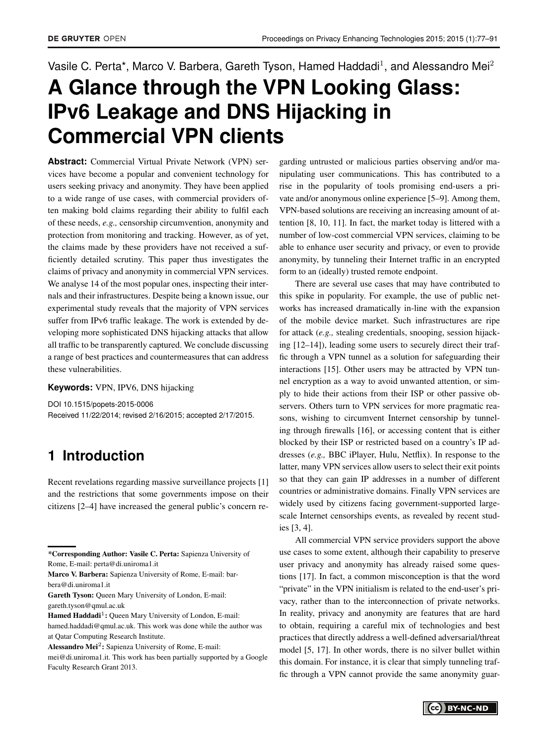Vasile C. Perta*, Marco V. Barbera, Gareth Tyson, Hamed Haddadi[1], and Alessandro Mei[2]

# A Glance through the VPN Looking Glass: IPv6 Leakage and DNS Hijacking in Commercial VPN clients

**Abstract:** Commercial Virtual Private Network (VPN) services have become a popular and convenient technology for users seeking privacy and anonymity. They have been applied to a wide range of use cases, with commercial providers often making bold claims regarding their ability to fulfil each of these needs, *e.g.,* censorship circumvention, anonymity and protection from monitoring and tracking. However, as of yet, the claims made by these providers have not received a sufficiently detailed scrutiny. This paper thus investigates the claims of privacy and anonymity in commercial VPN services. We analyse 14 of the most popular ones, inspecting their internals and their infrastructures. Despite being a known issue, our experimental study reveals that the majority of VPN services suffer from IPv6 traffic leakage. The work is extended by developing more sophisticated DNS hijacking attacks that allow all traffic to be transparently captured. We conclude discussing a range of best practices and countermeasures that can address these vulnerabilities.

**Keywords:** VPN, IPV6, DNS hijacking

DOI 10.1515/popets-2015-0006
Received 11/22/2014; revised 2/16/2015; accepted 2/17/2015.

## 1 Introduction

Recent revelations regarding massive surveillance projects [1] and the restrictions that some governments impose on their citizens [2–4] have increased the general public's concern regarding untrusted or malicious parties observing and/or manipulating user communications. This has contributed to a rise in the popularity of tools promising end-users a private and/or anonymous online experience [5–9]. Among them, VPN-based solutions are receiving an increasing amount of attention [8, 10, 11]. In fact, the market today is littered with a number of low-cost commercial VPN services, claiming to be able to enhance user security and privacy, or even to provide anonymity, by tunneling their Internet traffic in an encrypted form to an (ideally) trusted remote endpoint.

There are several use cases that may have contributed to this spike in popularity. For example, the use of public networks has increased dramatically in-line with the expansion of the mobile device market. Such infrastructures are ripe for attack (*e.g.,* stealing credentials, snooping, session hijacking [12–14]), leading some users to securely direct their traffic through a VPN tunnel as a solution for safeguarding their interactions [15]. Other users may be attracted by VPN tunnel encryption as a way to avoid unwanted attention, or simply to hide their actions from their ISP or other passive observers. Others turn to VPN services for more pragmatic reasons, wishing to circumvent Internet censorship by tunneling through firewalls [16], or accessing content that is either blocked by their ISP or restricted based on a country's IP addresses (*e.g.,* BBC iPlayer, Hulu, Netflix). In response to the latter, many VPN services allow users to select their exit points so that they can gain IP addresses in a number of different countries or administrative domains. Finally VPN services are widely used by citizens facing government-supported large-scale Internet censorships events, as revealed by recent studies [3, 4].

All commercial VPN service providers support the above use cases to some extent, although their capability to preserve user privacy and anonymity has already raised some questions [17]. In fact, a common misconception is that the word "private" in the VPN initialism is related to the end-user's privacy, rather than to the interconnection of private networks. In reality, privacy and anonymity are features that are hard to obtain, requiring a careful mix of technologies and best practices that directly address a well-defined adversarial/threat model [5, 17]. In other words, there is no silver bullet within this domain. For instance, it is clear that simply tunneling traffic through a VPN cannot provide the same anonymity guar-

---

***Corresponding Author: Vasile C. Perta:** Sapienza University of Rome, E-mail: perta@di.uniroma1.it

**Marco V. Barbera:** Sapienza University of Rome, E-mail: barbera@di.uniroma1.it

**Gareth Tyson:** Queen Mary University of London, E-mail: gareth.tyson@qmul.ac.uk

**Hamed Haddadi[1]:** Queen Mary University of London, E-mail: hamed.haddadi@qmul.ac.uk. This work was done while the author was at Qatar Computing Research Institute.

**Alessandro Mei[2]:** Sapienza University of Rome, E-mail: mei@di.uniroma1.it. This work has been partially supported by a Google Faculty Research Grant 2013.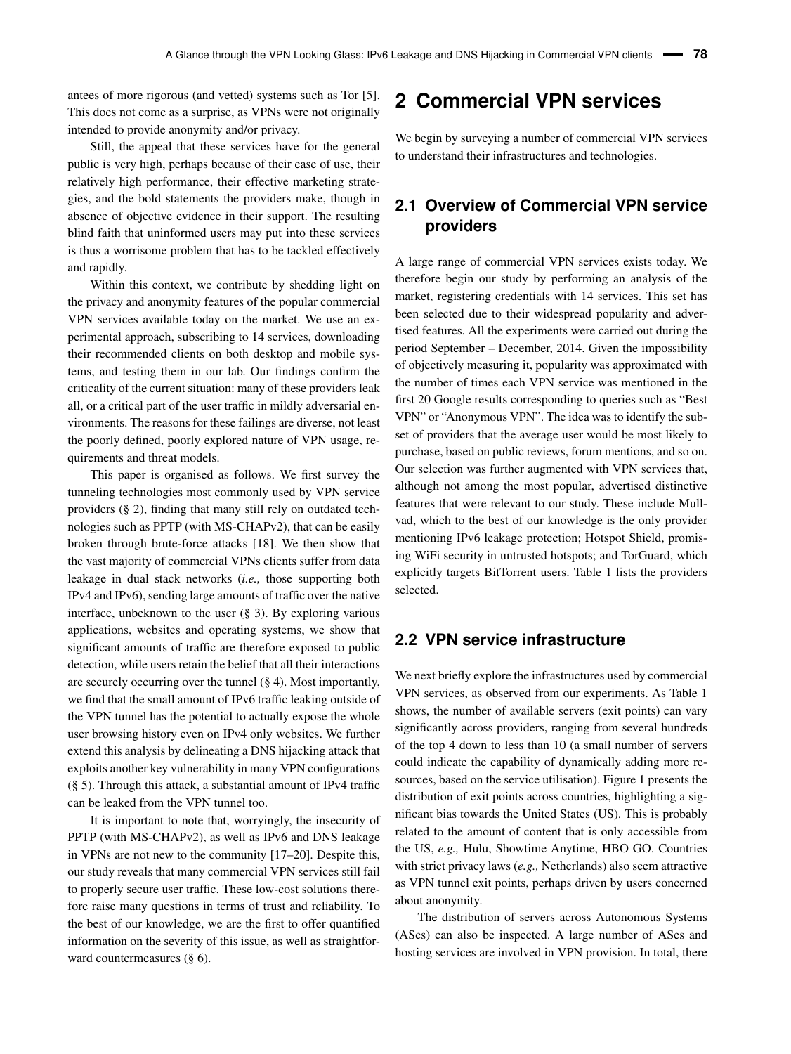antees of more rigorous (and vetted) systems such as Tor [5]. This does not come as a surprise, as VPNs were not originally intended to provide anonymity and/or privacy.

Still, the appeal that these services have for the general public is very high, perhaps because of their ease of use, their relatively high performance, their effective marketing strategies, and the bold statements the providers make, though in absence of objective evidence in their support. The resulting blind faith that uninformed users may put into these services is thus a worrisome problem that has to be tackled effectively and rapidly.

Within this context, we contribute by shedding light on the privacy and anonymity features of the popular commercial VPN services available today on the market. We use an experimental approach, subscribing to 14 services, downloading their recommended clients on both desktop and mobile systems, and testing them in our lab. Our findings confirm the criticality of the current situation: many of these providers leak all, or a critical part of the user traffic in mildly adversarial environments. The reasons for these failings are diverse, not least the poorly defined, poorly explored nature of VPN usage, requirements and threat models.

This paper is organised as follows. We first survey the tunneling technologies most commonly used by VPN service providers (§ 2), finding that many still rely on outdated technologies such as PPTP (with MS-CHAPv2), that can be easily broken through brute-force attacks [18]. We then show that the vast majority of commercial VPNs clients suffer from data leakage in dual stack networks (*i.e.,* those supporting both IPv4 and IPv6), sending large amounts of traffic over the native interface, unbeknown to the user (§ 3). By exploring various applications, websites and operating systems, we show that significant amounts of traffic are therefore exposed to public detection, while users retain the belief that all their interactions are securely occurring over the tunnel (§ 4). Most importantly, we find that the small amount of IPv6 traffic leaking outside of the VPN tunnel has the potential to actually expose the whole user browsing history even on IPv4 only websites. We further extend this analysis by delineating a DNS hijacking attack that exploits another key vulnerability in many VPN configurations (§ 5). Through this attack, a substantial amount of IPv4 traffic can be leaked from the VPN tunnel too.

It is important to note that, worryingly, the insecurity of PPTP (with MS-CHAPv2), as well as IPv6 and DNS leakage in VPNs are not new to the community [17–20]. Despite this, our study reveals that many commercial VPN services still fail to properly secure user traffic. These low-cost solutions therefore raise many questions in terms of trust and reliability. To the best of our knowledge, we are the first to offer quantified information on the severity of this issue, as well as straightforward countermeasures (§ 6).

# 2 Commercial VPN services

We begin by surveying a number of commercial VPN services to understand their infrastructures and technologies.

## 2.1 Overview of Commercial VPN service providers

A large range of commercial VPN services exists today. We therefore begin our study by performing an analysis of the market, registering credentials with 14 services. This set has been selected due to their widespread popularity and advertised features. All the experiments were carried out during the period September – December, 2014. Given the impossibility of objectively measuring it, popularity was approximated with the number of times each VPN service was mentioned in the first 20 Google results corresponding to queries such as "Best VPN" or "Anonymous VPN". The idea was to identify the subset of providers that the average user would be most likely to purchase, based on public reviews, forum mentions, and so on. Our selection was further augmented with VPN services that, although not among the most popular, advertised distinctive features that were relevant to our study. These include Mullvad, which to the best of our knowledge is the only provider mentioning IPv6 leakage protection; Hotspot Shield, promising WiFi security in untrusted hotspots; and TorGuard, which explicitly targets BitTorrent users. Table 1 lists the providers selected.

## 2.2 VPN service infrastructure

We next briefly explore the infrastructures used by commercial VPN services, as observed from our experiments. As Table 1 shows, the number of available servers (exit points) can vary significantly across providers, ranging from several hundreds of the top 4 down to less than 10 (a small number of servers could indicate the capability of dynamically adding more resources, based on the service utilisation). Figure 1 presents the distribution of exit points across countries, highlighting a significant bias towards the United States (US). This is probably related to the amount of content that is only accessible from the US, *e.g.,* Hulu, Showtime Anytime, HBO GO. Countries with strict privacy laws (*e.g.,* Netherlands) also seem attractive as VPN tunnel exit points, perhaps driven by users concerned about anonymity.

The distribution of servers across Autonomous Systems (ASes) can also be inspected. A large number of ASes and hosting services are involved in VPN provision. In total, there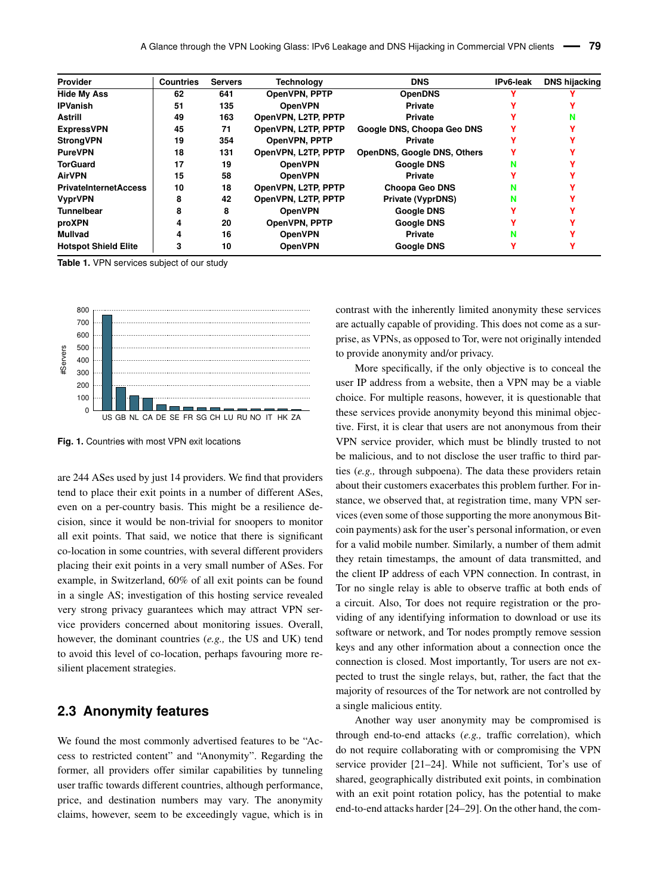| Provider | Countries | Servers | Technology | DNS | IPv6-leak | DNS hijacking |
|---|---|---|---|---|---|---|
| Hide My Ass | 62 | 641 | OpenVPN, PPTP | OpenDNS | Y | Y |
| IPVanish | 51 | 135 | OpenVPN | Private | Y | Y |
| Astrill | 49 | 163 | OpenVPN, L2TP, PPTP | Private | Y | N |
| ExpressVPN | 45 | 71 | OpenVPN, L2TP, PPTP | Google DNS, Choopa Geo DNS | Y | Y |
| StrongVPN | 19 | 354 | OpenVPN, PPTP | Private | Y | Y |
| PureVPN | 18 | 131 | OpenVPN, L2TP, PPTP | OpenDNS, Google DNS, Others | Y | Y |
| TorGuard | 17 | 19 | OpenVPN | Google DNS | N | Y |
| AirVPN | 15 | 58 | OpenVPN | Private | Y | Y |
| PrivateInternetAccess | 10 | 18 | OpenVPN, L2TP, PPTP | Choopa Geo DNS | N | Y |
| VyprVPN | 8 | 42 | OpenVPN, L2TP, PPTP | Private (VyprDNS) | N | Y |
| Tunnelbear | 8 | 8 | OpenVPN | Google DNS | Y | Y |
| proXPN | 4 | 20 | OpenVPN, PPTP | Google DNS | Y | Y |
| Mullvad | 4 | 16 | OpenVPN | Private | N | Y |
| Hotspot Shield Elite | 3 | 10 | OpenVPN | Google DNS | Y | Y |

**Table 1.** VPN services subject of our study

**Fig. 1.** Countries with most VPN exit locations

are 244 ASes used by just 14 providers. We find that providers tend to place their exit points in a number of different ASes, even on a per-country basis. This might be a resilience decision, since it would be non-trivial for snoopers to monitor all exit points. That said, we notice that there is significant co-location in some countries, with several different providers placing their exit points in a very small number of ASes. For example, in Switzerland, 60% of all exit points can be found in a single AS; investigation of this hosting service revealed very strong privacy guarantees which may attract VPN service providers concerned about monitoring issues. Overall, however, the dominant countries (*e.g.,* the US and UK) tend to avoid this level of co-location, perhaps favouring more resilient placement strategies.

## 2.3 Anonymity features

We found the most commonly advertised features to be "Access to restricted content" and "Anonymity". Regarding the former, all providers offer similar capabilities by tunneling user traffic towards different countries, although performance, price, and destination numbers may vary. The anonymity claims, however, seem to be exceedingly vague, which is in contrast with the inherently limited anonymity these services are actually capable of providing. This does not come as a surprise, as VPNs, as opposed to Tor, were not originally intended to provide anonymity and/or privacy.

More specifically, if the only objective is to conceal the user IP address from a website, then a VPN may be a viable choice. For multiple reasons, however, it is questionable that these services provide anonymity beyond this minimal objective. First, it is clear that users are not anonymous from their VPN service provider, which must be blindly trusted to not be malicious, and to not disclose the user traffic to third parties (*e.g.,* through subpoena). The data these providers retain about their customers exacerbates this problem further. For instance, we observed that, at registration time, many VPN services (even some of those supporting the more anonymous Bitcoin payments) ask for the user's personal information, or even for a valid mobile number. Similarly, a number of them admit they retain timestamps, the amount of data transmitted, and the client IP address of each VPN connection. In contrast, in Tor no single relay is able to observe traffic at both ends of a circuit. Also, Tor does not require registration or the providing of any identifying information to download or use its software or network, and Tor nodes promptly remove session keys and any other information about a connection once the connection is closed. Most importantly, Tor users are not expected to trust the single relays, but, rather, the fact that the majority of resources of the Tor network are not controlled by a single malicious entity.

Another way user anonymity may be compromised is through end-to-end attacks (*e.g.,* traffic correlation), which do not require collaborating with or compromising the VPN service provider [21–24]. While not sufficient, Tor's use of shared, geographically distributed exit points, in combination with an exit point rotation policy, has the potential to make end-to-end attacks harder [24–29]. On the other hand, the com-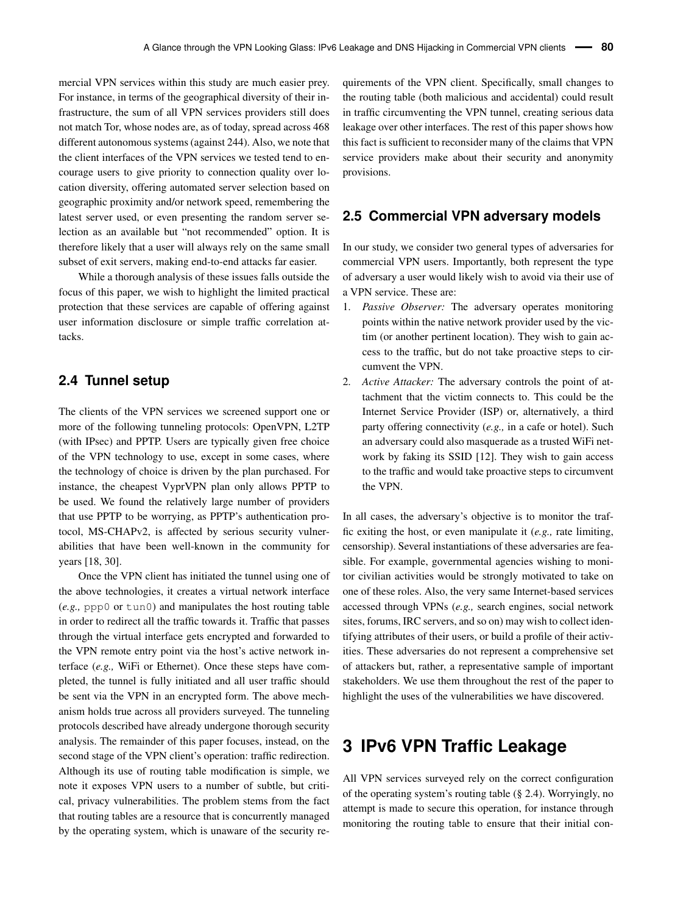mercial VPN services within this study are much easier prey. For instance, in terms of the geographical diversity of their infrastructure, the sum of all VPN services providers still does not match Tor, whose nodes are, as of today, spread across 468 different autonomous systems (against 244). Also, we note that the client interfaces of the VPN services we tested tend to encourage users to give priority to connection quality over location diversity, offering automated server selection based on geographic proximity and/or network speed, remembering the latest server used, or even presenting the random server selection as an available but "not recommended" option. It is therefore likely that a user will always rely on the same small subset of exit servers, making end-to-end attacks far easier.

While a thorough analysis of these issues falls outside the focus of this paper, we wish to highlight the limited practical protection that these services are capable of offering against user information disclosure or simple traffic correlation attacks.

## 2.4 Tunnel setup

The clients of the VPN services we screened support one or more of the following tunneling protocols: OpenVPN, L2TP (with IPsec) and PPTP. Users are typically given free choice of the VPN technology to use, except in some cases, where the technology of choice is driven by the plan purchased. For instance, the cheapest VyprVPN plan only allows PPTP to be used. We found the relatively large number of providers that use PPTP to be worrying, as PPTP's authentication protocol, MS-CHAPv2, is affected by serious security vulnerabilities that have been well-known in the community for years [18, 30].

Once the VPN client has initiated the tunnel using one of the above technologies, it creates a virtual network interface (*e.g.,* `ppp0` or `tun0`) and manipulates the host routing table in order to redirect all the traffic towards it. Traffic that passes through the virtual interface gets encrypted and forwarded to the VPN remote entry point via the host's active network interface (*e.g.,* WiFi or Ethernet). Once these steps have completed, the tunnel is fully initiated and all user traffic should be sent via the VPN in an encrypted form. The above mechanism holds true across all providers surveyed. The tunneling protocols described have already undergone thorough security analysis. The remainder of this paper focuses, instead, on the second stage of the VPN client's operation: traffic redirection. Although its use of routing table modification is simple, we note it exposes VPN users to a number of subtle, but critical, privacy vulnerabilities. The problem stems from the fact that routing tables are a resource that is concurrently managed by the operating system, which is unaware of the security requirements of the VPN client. Specifically, small changes to the routing table (both malicious and accidental) could result in traffic circumventing the VPN tunnel, creating serious data leakage over other interfaces. The rest of this paper shows how this fact is sufficient to reconsider many of the claims that VPN service providers make about their security and anonymity provisions.

## 2.5 Commercial VPN adversary models

In our study, we consider two general types of adversaries for commercial VPN users. Importantly, both represent the type of adversary a user would likely wish to avoid via their use of a VPN service. These are:

1. *Passive Observer:* The adversary operates monitoring points within the native network provider used by the victim (or another pertinent location). They wish to gain access to the traffic, but do not take proactive steps to circumvent the VPN.
2. *Active Attacker:* The adversary controls the point of attachment that the victim connects to. This could be the Internet Service Provider (ISP) or, alternatively, a third party offering connectivity (*e.g.,* in a cafe or hotel). Such an adversary could also masquerade as a trusted WiFi network by faking its SSID [12]. They wish to gain access to the traffic and would take proactive steps to circumvent the VPN.

In all cases, the adversary's objective is to monitor the traffic exiting the host, or even manipulate it (*e.g.,* rate limiting, censorship). Several instantiations of these adversaries are feasible. For example, governmental agencies wishing to monitor civilian activities would be strongly motivated to take on one of these roles. Also, the very same Internet-based services accessed through VPNs (*e.g.,* search engines, social network sites, forums, IRC servers, and so on) may wish to collect identifying attributes of their users, or build a profile of their activities. These adversaries do not represent a comprehensive set of attackers but, rather, a representative sample of important stakeholders. We use them throughout the rest of the paper to highlight the uses of the vulnerabilities we have discovered.

# 3 IPv6 VPN Traffic Leakage

All VPN services surveyed rely on the correct configuration of the operating system's routing table (§ 2.4). Worryingly, no attempt is made to secure this operation, for instance through monitoring the routing table to ensure that their initial con-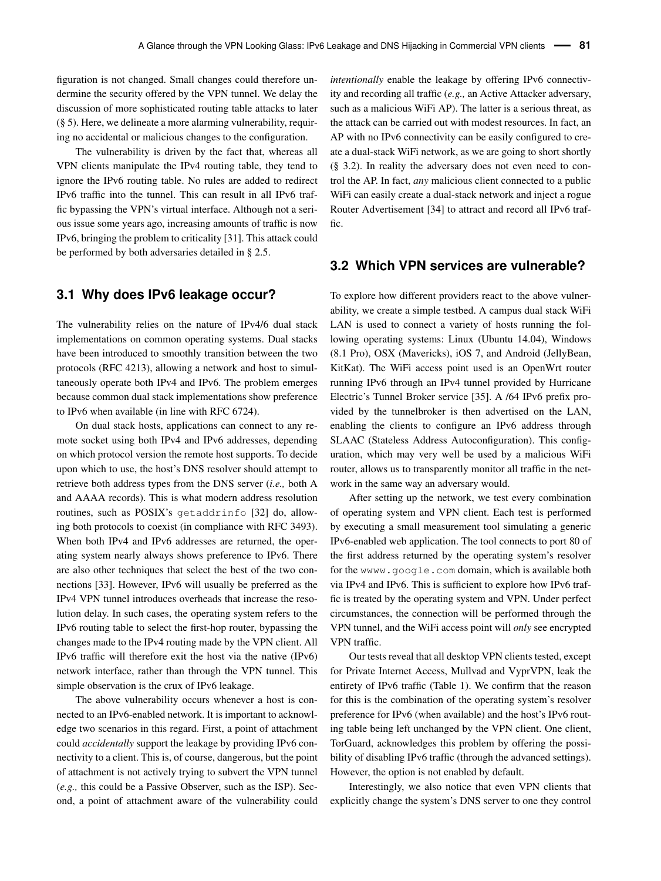figuration is not changed. Small changes could therefore undermine the security offered by the VPN tunnel. We delay the discussion of more sophisticated routing table attacks to later (§ 5). Here, we delineate a more alarming vulnerability, requiring no accidental or malicious changes to the configuration.

The vulnerability is driven by the fact that, whereas all VPN clients manipulate the IPv4 routing table, they tend to ignore the IPv6 routing table. No rules are added to redirect IPv6 traffic into the tunnel. This can result in all IPv6 traffic bypassing the VPN's virtual interface. Although not a serious issue some years ago, increasing amounts of traffic is now IPv6, bringing the problem to criticality [31]. This attack could be performed by both adversaries detailed in § 2.5.

## 3.1 Why does IPv6 leakage occur?

The vulnerability relies on the nature of IPv4/6 dual stack implementations on common operating systems. Dual stacks have been introduced to smoothly transition between the two protocols (RFC 4213), allowing a network and host to simultaneously operate both IPv4 and IPv6. The problem emerges because common dual stack implementations show preference to IPv6 when available (in line with RFC 6724).

On dual stack hosts, applications can connect to any remote socket using both IPv4 and IPv6 addresses, depending on which protocol version the remote host supports. To decide upon which to use, the host's DNS resolver should attempt to retrieve both address types from the DNS server (*i.e.,* both A and AAAA records). This is what modern address resolution routines, such as POSIX's `getaddrinfo` [32] do, allowing both protocols to coexist (in compliance with RFC 3493). When both IPv4 and IPv6 addresses are returned, the operating system nearly always shows preference to IPv6. There are also other techniques that select the best of the two connections [33]. However, IPv6 will usually be preferred as the IPv4 VPN tunnel introduces overheads that increase the resolution delay. In such cases, the operating system refers to the IPv6 routing table to select the first-hop router, bypassing the changes made to the IPv4 routing made by the VPN client. All IPv6 traffic will therefore exit the host via the native (IPv6) network interface, rather than through the VPN tunnel. This simple observation is the crux of IPv6 leakage.

The above vulnerability occurs whenever a host is connected to an IPv6-enabled network. It is important to acknowledge two scenarios in this regard. First, a point of attachment could *accidentally* support the leakage by providing IPv6 connectivity to a client. This is, of course, dangerous, but the point of attachment is not actively trying to subvert the VPN tunnel (*e.g.,* this could be a Passive Observer, such as the ISP). Second, a point of attachment aware of the vulnerability could *intentionally* enable the leakage by offering IPv6 connectivity and recording all traffic (*e.g.,* an Active Attacker adversary, such as a malicious WiFi AP). The latter is a serious threat, as the attack can be carried out with modest resources. In fact, an AP with no IPv6 connectivity can be easily configured to create a dual-stack WiFi network, as we are going to short shortly (§ 3.2). In reality the adversary does not even need to control the AP. In fact, *any* malicious client connected to a public WiFi can easily create a dual-stack network and inject a rogue Router Advertisement [34] to attract and record all IPv6 traffic.

## 3.2 Which VPN services are vulnerable?

To explore how different providers react to the above vulnerability, we create a simple testbed. A campus dual stack WiFi LAN is used to connect a variety of hosts running the following operating systems: Linux (Ubuntu 14.04), Windows (8.1 Pro), OSX (Mavericks), iOS 7, and Android (JellyBean, KitKat). The WiFi access point used is an OpenWrt router running IPv6 through an IPv4 tunnel provided by Hurricane Electric's Tunnel Broker service [35]. A /64 IPv6 prefix provided by the tunnelbroker is then advertised on the LAN, enabling the clients to configure an IPv6 address through SLAAC (Stateless Address Autoconfiguration). This configuration, which may very well be used by a malicious WiFi router, allows us to transparently monitor all traffic in the network in the same way an adversary would.

After setting up the network, we test every combination of operating system and VPN client. Each test is performed by executing a small measurement tool simulating a generic IPv6-enabled web application. The tool connects to port 80 of the first address returned by the operating system's resolver for the `wwww.google.com` domain, which is available both via IPv4 and IPv6. This is sufficient to explore how IPv6 traffic is treated by the operating system and VPN. Under perfect circumstances, the connection will be performed through the VPN tunnel, and the WiFi access point will *only* see encrypted VPN traffic.

Our tests reveal that all desktop VPN clients tested, except for Private Internet Access, Mullvad and VyprVPN, leak the entirety of IPv6 traffic (Table 1). We confirm that the reason for this is the combination of the operating system's resolver preference for IPv6 (when available) and the host's IPv6 routing table being left unchanged by the VPN client. One client, TorGuard, acknowledges this problem by offering the possibility of disabling IPv6 traffic (through the advanced settings). However, the option is not enabled by default.

Interestingly, we also notice that even VPN clients that explicitly change the system's DNS server to one they control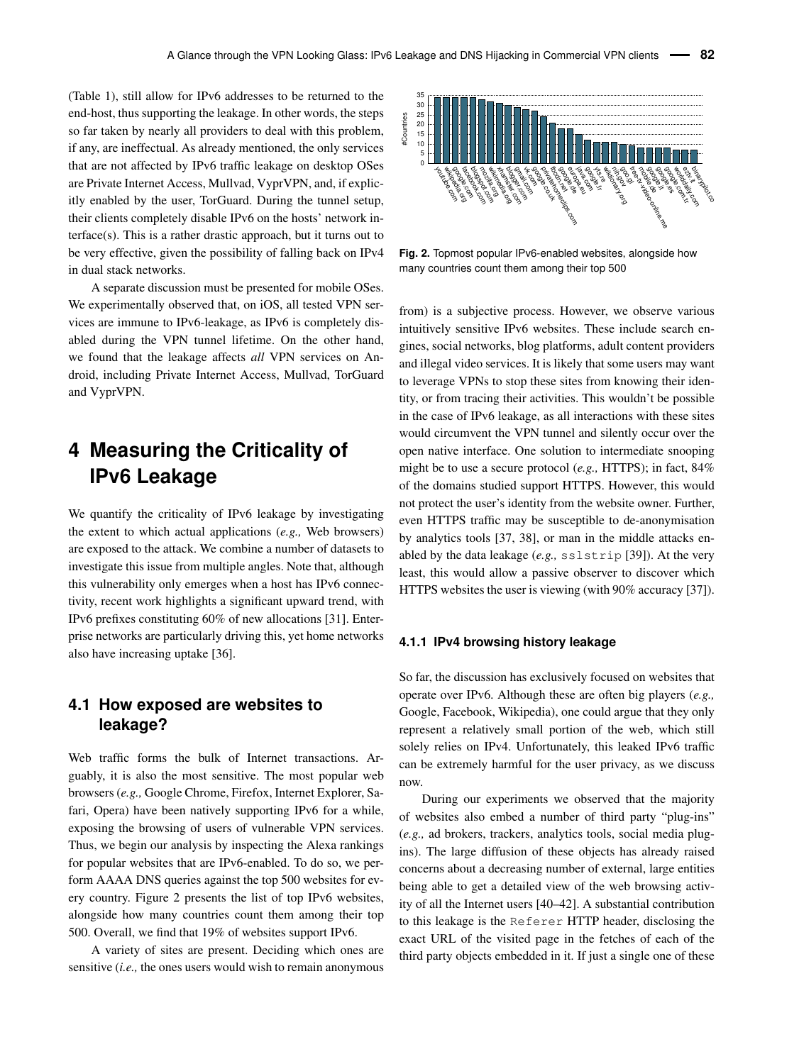(Table 1), still allow for IPv6 addresses to be returned to the end-host, thus supporting the leakage. In other words, the steps so far taken by nearly all providers to deal with this problem, if any, are ineffectual. As already mentioned, the only services that are not affected by IPv6 traffic leakage on desktop OSes are Private Internet Access, Mullvad, VyprVPN, and, if explicitly enabled by the user, TorGuard. During the tunnel setup, their clients completely disable IPv6 on the hosts' network interface(s). This is a rather drastic approach, but it turns out to be very effective, given the possibility of falling back on IPv4 in dual stack networks.

A separate discussion must be presented for mobile OSes. We experimentally observed that, on iOS, all tested VPN services are immune to IPv6-leakage, as IPv6 is completely disabled during the VPN tunnel lifetime. On the other hand, we found that the leakage affects *all* VPN services on Android, including Private Internet Access, Mullvad, TorGuard and VyprVPN.

# 4 Measuring the Criticality of IPv6 Leakage

We quantify the criticality of IPv6 leakage by investigating the extent to which actual applications (*e.g.,* Web browsers) are exposed to the attack. We combine a number of datasets to investigate this issue from multiple angles. Note that, although this vulnerability only emerges when a host has IPv6 connectivity, recent work highlights a significant upward trend, with IPv6 prefixes constituting 60% of new allocations [31]. Enterprise networks are particularly driving this, yet home networks also have increasing uptake [36].

## 4.1 How exposed are websites to leakage?

Web traffic forms the bulk of Internet transactions. Arguably, it is also the most sensitive. The most popular web browsers (*e.g.,* Google Chrome, Firefox, Internet Explorer, Safari, Opera) have been natively supporting IPv6 for a while, exposing the browsing of users of vulnerable VPN services. Thus, we begin our analysis by inspecting the Alexa rankings for popular websites that are IPv6-enabled. To do so, we perform AAAA DNS queries against the top 500 websites for every country. Figure 2 presents the list of top IPv6 websites, alongside how many countries count them among their top 500. Overall, we find that 19% of websites support IPv6.

A variety of sites are present. Deciding which ones are sensitive (*i.e.,* the ones users would wish to remain anonymous from) is a subjective process. However, we observe various intuitively sensitive IPv6 websites. These include search engines, social networks, blog platforms, adult content providers and illegal video services. It is likely that some users may want to leverage VPNs to stop these sites from knowing their identity, or from tracing their activities. This wouldn't be possible in the case of IPv6 leakage, as all interactions with these sites would circumvent the VPN tunnel and silently occur over the open native interface. One solution to intermediate snooping might be to use a secure protocol (*e.g.,* HTTPS); in fact, 84% of the domains studied support HTTPS. However, this would not protect the user's identity from the website owner. Further, even HTTPS traffic may be susceptible to de-anonymisation by analytics tools [37, 38], or man in the middle attacks enabled by the data leakage (*e.g.,* `sslstrip` [39]). At the very least, this would allow a passive observer to discover which HTTPS websites the user is viewing (with 90% accuracy [37]).

**Fig. 2.** Topmost popular IPv6-enabled websites, alongside how many countries count them among their top 500

### 4.1.1 IPv4 browsing history leakage

So far, the discussion has exclusively focused on websites that operate over IPv6. Although these are often big players (*e.g.,* Google, Facebook, Wikipedia), one could argue that they only represent a relatively small portion of the web, which still solely relies on IPv4. Unfortunately, this leaked IPv6 traffic can be extremely harmful for the user privacy, as we discuss now.

During our experiments we observed that the majority of websites also embed a number of third party "plug-ins" (*e.g.,* ad brokers, trackers, analytics tools, social media plugins). The large diffusion of these objects has already raised concerns about a decreasing number of external, large entities being able to get a detailed view of the web browsing activity of all the Internet users [40–42]. A substantial contribution to this leakage is the `Referer` HTTP header, disclosing the exact URL of the visited page in the fetches of each of the third party objects embedded in it. If just a single one of these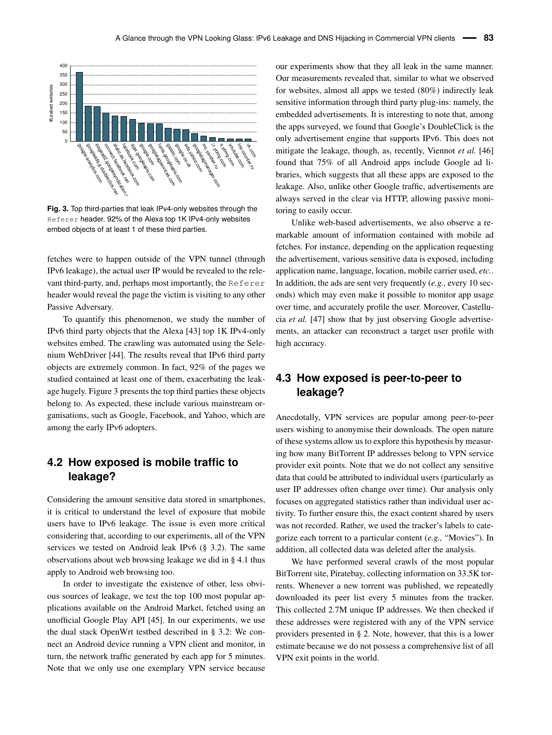**Fig. 3.** Top third-parties that leak IPv4-only websites through the Referer header. 92% of the Alexa top 1K IPv4-only websites embed objects of at least 1 of these third parties.

fetches were to happen outside of the VPN tunnel (through IPv6 leakage), the actual user IP would be revealed to the relevant third-party, and, perhaps most importantly, the Referer header would reveal the page the victim is visiting to any other Passive Adversary.

To quantify this phenomenon, we study the number of IPv6 third party objects that the Alexa [43] top 1K IPv4-only websites embed. The crawling was automated using the Selenium WebDriver [44]. The results reveal that IPv6 third party objects are extremely common. In fact, 92% of the pages we studied contained at least one of them, exacerbating the leakage hugely. Figure 3 presents the top third parties these objects belong to. As expected, these include various mainstream organisations, such as Google, Facebook, and Yahoo, which are among the early IPv6 adopters.

## 4.2 How exposed is mobile traffic to leakage?

Considering the amount sensitive data stored in smartphones, it is critical to understand the level of exposure that mobile users have to IPv6 leakage. The issue is even more critical considering that, according to our experiments, all of the VPN services we tested on Android leak IPv6 (§ 3.2). The same observations about web browsing leakage we did in § 4.1 thus apply to Android web browsing too.

In order to investigate the existence of other, less obvious sources of leakage, we test the top 100 most popular applications available on the Android Market, fetched using an unofficial Google Play API [45]. In our experiments, we use the dual stack OpenWrt testbed described in § 3.2: We connect an Android device running a VPN client and monitor, in turn, the network traffic generated by each app for 5 minutes. Note that we only use one exemplary VPN service because our experiments show that they all leak in the same manner. Our measurements revealed that, similar to what we observed for websites, almost all apps we tested (80%) indirectly leak sensitive information through third party plug-ins: namely, the embedded advertisements. It is interesting to note that, among the apps surveyed, we found that Google's DoubleClick is the only advertisement engine that supports IPv6. This does not mitigate the leakage, though, as, recently, Viennot *et al.* [46] found that 75% of all Android apps include Google ad libraries, which suggests that all these apps are exposed to the leakage. Also, unlike other Google traffic, advertisements are always served in the clear via HTTP, allowing passive monitoring to easily occur.

Unlike web-based advertisements, we also observe a remarkable amount of information contained with mobile ad fetches. For instance, depending on the application requesting the advertisement, various sensitive data is exposed, including application name, language, location, mobile carrier used, *etc.*. In addition, the ads are sent very frequently (*e.g.,* every 10 seconds) which may even make it possible to monitor app usage over time, and accurately profile the user. Moreover, Castelluccia *et al.* [47] show that by just observing Google advertisements, an attacker can reconstruct a target user profile with high accuracy.

## 4.3 How exposed is peer-to-peer to leakage?

Anecdotally, VPN services are popular among peer-to-peer users wishing to anonymise their downloads. The open nature of these systems allow us to explore this hypothesis by measuring how many BitTorrent IP addresses belong to VPN service provider exit points. Note that we do not collect any sensitive data that could be attributed to individual users (particularly as user IP addresses often change over time). Our analysis only focuses on aggregated statistics rather than individual user activity. To further ensure this, the exact content shared by users was not recorded. Rather, we used the tracker's labels to categorize each torrent to a particular content (*e.g.,* "Movies"). In addition, all collected data was deleted after the analysis.

We have performed several crawls of the most popular BitTorrent site, Piratebay, collecting information on 33.5K torrents. Whenever a new torrent was published, we repeatedly downloaded its peer list every 5 minutes from the tracker. This collected 2.7M unique IP addresses. We then checked if these addresses were registered with any of the VPN service providers presented in § 2. Note, however, that this is a lower estimate because we do not possess a comprehensive list of all VPN exit points in the world.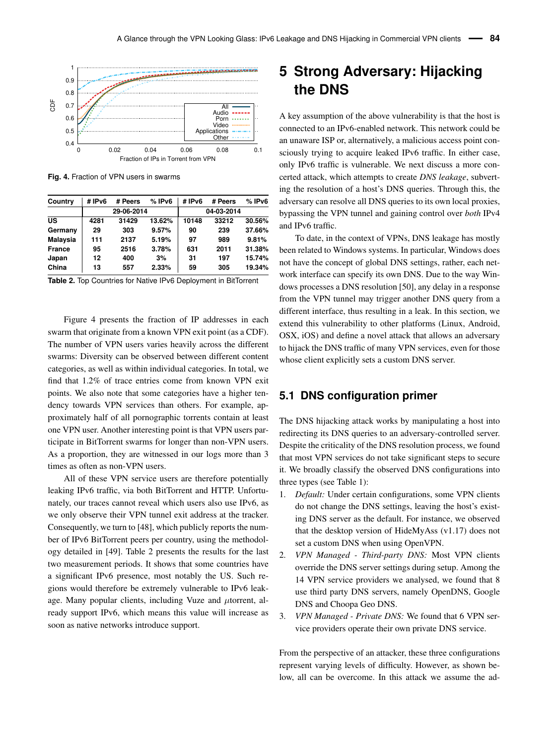Fig. 4. Fraction of VPN users in swarms

| Country | # IPv6 | # Peers | % IPv6 | # IPv6 | # Peers | % IPv6 |
|---|---|---|---|---|---|---|
| | 29-06-2014 | | | 04-03-2014 | | |
| US | 4281 | 31429 | 13.62% | 10148 | 33212 | 30.56% |
| Germany | 29 | 303 | 9.57% | 90 | 239 | 37.66% |
| Malaysia | 111 | 2137 | 5.19% | 97 | 989 | 9.81% |
| France | 95 | 2516 | 3.78% | 631 | 2011 | 31.38% |
| Japan | 12 | 400 | 3% | 31 | 197 | 15.74% |
| China | 13 | 557 | 2.33% | 59 | 305 | 19.34% |

**Table 2.** Top Countries for Native IPv6 Deployment in BitTorrent

Figure 4 presents the fraction of IP addresses in each swarm that originate from a known VPN exit point (as a CDF). The number of VPN users varies heavily across the different swarms: Diversity can be observed between different content categories, as well as within individual categories. In total, we find that 1.2% of trace entries come from known VPN exit points. We also note that some categories have a higher tendency towards VPN services than others. For example, approximately half of all pornographic torrents contain at least one VPN user. Another interesting point is that VPN users participate in BitTorrent swarms for longer than non-VPN users. As a proportion, they are witnessed in our logs more than 3 times as often as non-VPN users.

All of these VPN service users are therefore potentially leaking IPv6 traffic, via both BitTorrent and HTTP. Unfortunately, our traces cannot reveal which users also use IPv6, as we only observe their VPN tunnel exit address at the tracker. Consequently, we turn to [48], which publicly reports the number of IPv6 BitTorrent peers per country, using the methodology detailed in [49]. Table 2 presents the results for the last two measurement periods. It shows that some countries have a significant IPv6 presence, most notably the US. Such regions would therefore be extremely vulnerable to IPv6 leakage. Many popular clients, including Vuze and $\mu$torrent, already support IPv6, which means this value will increase as soon as native networks introduce support.

# 5 Strong Adversary: Hijacking the DNS

A key assumption of the above vulnerability is that the host is connected to an IPv6-enabled network. This network could be an unaware ISP or, alternatively, a malicious access point consciously trying to acquire leaked IPv6 traffic. In either case, only IPv6 traffic is vulnerable. We next discuss a more concerted attack, which attempts to create *DNS leakage*, subverting the resolution of a host's DNS queries. Through this, the adversary can resolve all DNS queries to its own local proxies, bypassing the VPN tunnel and gaining control over *both* IPv4 and IPv6 traffic.

To date, in the context of VPNs, DNS leakage has mostly been related to Windows systems. In particular, Windows does not have the concept of global DNS settings, rather, each network interface can specify its own DNS. Due to the way Windows processes a DNS resolution [50], any delay in a response from the VPN tunnel may trigger another DNS query from a different interface, thus resulting in a leak. In this section, we extend this vulnerability to other platforms (Linux, Android, OSX, iOS) and define a novel attack that allows an adversary to hijack the DNS traffic of many VPN services, even for those whose client explicitly sets a custom DNS server.

## 5.1 DNS configuration primer

The DNS hijacking attack works by manipulating a host into redirecting its DNS queries to an adversary-controlled server. Despite the criticality of the DNS resolution process, we found that most VPN services do not take significant steps to secure it. We broadly classify the observed DNS configurations into three types (see Table 1):

1. *Default:* Under certain configurations, some VPN clients do not change the DNS settings, leaving the host's existing DNS server as the default. For instance, we observed that the desktop version of HideMyAss (v1.17) does not set a custom DNS when using OpenVPN.
2. *VPN Managed - Third-party DNS:* Most VPN clients override the DNS server settings during setup. Among the 14 VPN service providers we analysed, we found that 8 use third party DNS servers, namely OpenDNS, Google DNS and Choopa Geo DNS.
3. *VPN Managed - Private DNS:* We found that 6 VPN service providers operate their own private DNS service.

From the perspective of an attacker, these three configurations represent varying levels of difficulty. However, as shown below, all can be overcome. In this attack we assume the ad-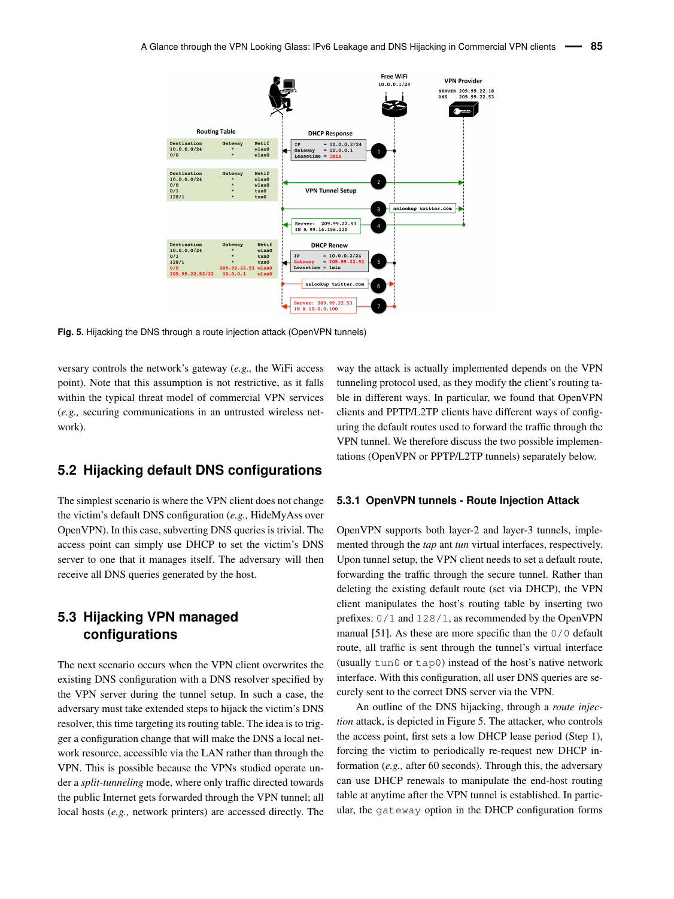Fig. 5. Hijacking the DNS through a route injection attack (OpenVPN tunnels)

versary controls the network's gateway (*e.g.,* the WiFi access point). Note that this assumption is not restrictive, as it falls within the typical threat model of commercial VPN services (*e.g.,* securing communications in an untrusted wireless network).

## 5.2 Hijacking default DNS configurations

The simplest scenario is where the VPN client does not change the victim's default DNS configuration (*e.g.,* HideMyAss over OpenVPN). In this case, subverting DNS queries is trivial. The access point can simply use DHCP to set the victim's DNS server to one that it manages itself. The adversary will then receive all DNS queries generated by the host.

## 5.3 Hijacking VPN managed configurations

The next scenario occurs when the VPN client overwrites the existing DNS configuration with a DNS resolver specified by the VPN server during the tunnel setup. In such a case, the adversary must take extended steps to hijack the victim's DNS resolver, this time targeting its routing table. The idea is to trigger a configuration change that will make the DNS a local network resource, accessible via the LAN rather than through the VPN. This is possible because the VPNs studied operate under a *split-tunneling* mode, where only traffic directed towards the public Internet gets forwarded through the VPN tunnel; all local hosts (*e.g.,* network printers) are accessed directly. The way the attack is actually implemented depends on the VPN tunneling protocol used, as they modify the client's routing table in different ways. In particular, we found that OpenVPN clients and PPTP/L2TP clients have different ways of configuring the default routes used to forward the traffic through the VPN tunnel. We therefore discuss the two possible implementations (OpenVPN or PPTP/L2TP tunnels) separately below.

### 5.3.1 OpenVPN tunnels - Route Injection Attack

OpenVPN supports both layer-2 and layer-3 tunnels, implemented through the *tap* ant *tun* virtual interfaces, respectively. Upon tunnel setup, the VPN client needs to set a default route, forwarding the traffic through the secure tunnel. Rather than deleting the existing default route (set via DHCP), the VPN client manipulates the host's routing table by inserting two prefixes: `0/1` and `128/1`, as recommended by the OpenVPN manual [51]. As these are more specific than the `0/0` default route, all traffic is sent through the tunnel's virtual interface (usually `tun0` or `tap0`) instead of the host's native network interface. With this configuration, all user DNS queries are securely sent to the correct DNS server via the VPN.

An outline of the DNS hijacking, through a *route injection* attack, is depicted in Figure 5. The attacker, who controls the access point, first sets a low DHCP lease period (Step 1), forcing the victim to periodically re-request new DHCP information (*e.g.,* after 60 seconds). Through this, the adversary can use DHCP renewals to manipulate the end-host routing table at anytime after the VPN tunnel is established. In particular, the `gateway` option in the DHCP configuration forms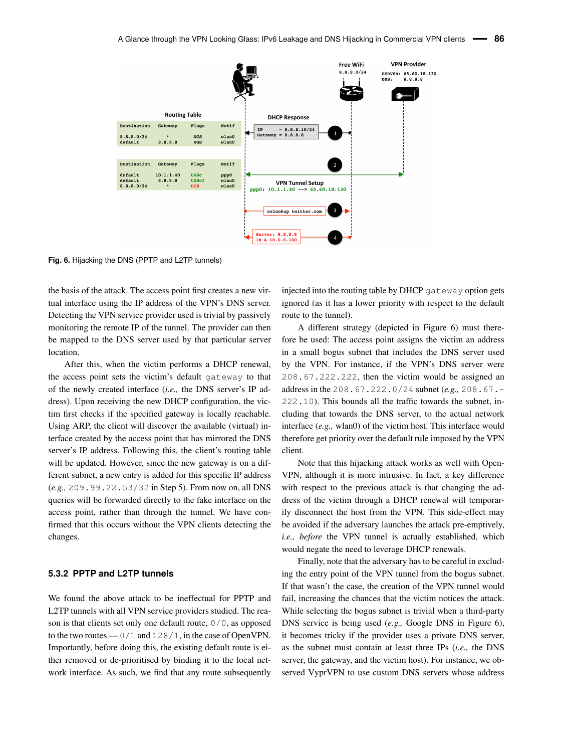**Fig. 6.** Hijacking the DNS (PPTP and L2TP tunnels)

the basis of the attack. The access point first creates a new virtual interface using the IP address of the VPN's DNS server. Detecting the VPN service provider used is trivial by passively monitoring the remote IP of the tunnel. The provider can then be mapped to the DNS server used by that particular server location.

After this, when the victim performs a DHCP renewal, the access point sets the victim's default `gateway` to that of the newly created interface (*i.e.,* the DNS server's IP address). Upon receiving the new DHCP configuration, the victim first checks if the specified gateway is locally reachable. Using ARP, the client will discover the available (virtual) interface created by the access point that has mirrored the DNS server's IP address. Following this, the client's routing table will be updated. However, since the new gateway is on a different subnet, a new entry is added for this specific IP address (*e.g.,* `209.99.22.53/32` in Step 5). From now on, all DNS queries will be forwarded directly to the fake interface on the access point, rather than through the tunnel. We have confirmed that this occurs without the VPN clients detecting the changes.

### 5.3.2 PPTP and L2TP tunnels

We found the above attack to be ineffectual for PPTP and L2TP tunnels with all VPN service providers studied. The reason is that clients set only one default route, `0/0`, as opposed to the two routes — `0/1` and `128/1`, in the case of OpenVPN. Importantly, before doing this, the existing default route is either removed or de-prioritised by binding it to the local network interface. As such, we find that any route subsequently injected into the routing table by DHCP `gateway` option gets ignored (as it has a lower priority with respect to the default route to the tunnel).

A different strategy (depicted in Figure 6) must therefore be used: The access point assigns the victim an address in a small bogus subnet that includes the DNS server used by the VPN. For instance, if the VPN's DNS server were `208.67.222.222`, then the victim would be assigned an address in the `208.67.222.0/24` subnet (*e.g.,* `208.67.222.10`). This bounds all the traffic towards the subnet, including that towards the DNS server, to the actual network interface (*e.g.,* wlan0) of the victim host. This interface would therefore get priority over the default rule imposed by the VPN client.

Note that this hijacking attack works as well with OpenVPN, although it is more intrusive. In fact, a key difference with respect to the previous attack is that changing the address of the victim through a DHCP renewal will temporarily disconnect the host from the VPN. This side-effect may be avoided if the adversary launches the attack pre-emptively, *i.e., before* the VPN tunnel is actually established, which would negate the need to leverage DHCP renewals.

Finally, note that the adversary has to be careful in excluding the entry point of the VPN tunnel from the bogus subnet. If that wasn't the case, the creation of the VPN tunnel would fail, increasing the chances that the victim notices the attack. While selecting the bogus subnet is trivial when a third-party DNS service is being used (*e.g.,* Google DNS in Figure 6), it becomes tricky if the provider uses a private DNS server, as the subnet must contain at least three IPs (*i.e.,* the DNS server, the gateway, and the victim host). For instance, we observed VyprVPN to use custom DNS servers whose address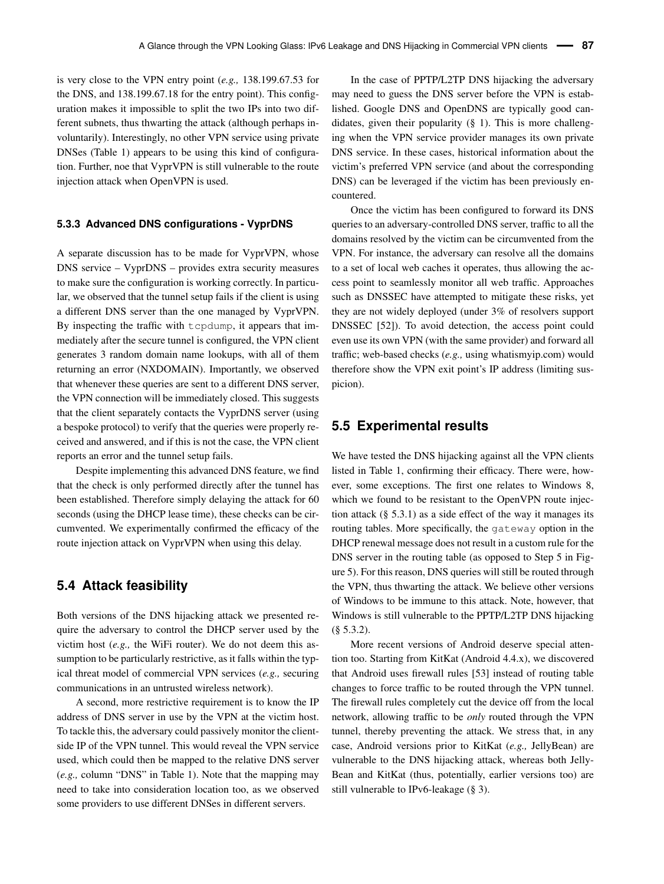is very close to the VPN entry point (*e.g.,* 138.199.67.53 for the DNS, and 138.199.67.18 for the entry point). This configuration makes it impossible to split the two IPs into two different subnets, thus thwarting the attack (although perhaps involuntarily). Interestingly, no other VPN service using private DNSes (Table 1) appears to be using this kind of configuration. Further, noe that VyprVPN is still vulnerable to the route injection attack when OpenVPN is used.

### 5.3.3 Advanced DNS configurations - VyprDNS

A separate discussion has to be made for VyprVPN, whose DNS service – VyprDNS – provides extra security measures to make sure the configuration is working correctly. In particular, we observed that the tunnel setup fails if the client is using a different DNS server than the one managed by VyprVPN. By inspecting the traffic with `tcpdump`, it appears that immediately after the secure tunnel is configured, the VPN client generates 3 random domain name lookups, with all of them returning an error (NXDOMAIN). Importantly, we observed that whenever these queries are sent to a different DNS server, the VPN connection will be immediately closed. This suggests that the client separately contacts the VyprDNS server (using a bespoke protocol) to verify that the queries were properly received and answered, and if this is not the case, the VPN client reports an error and the tunnel setup fails.

Despite implementing this advanced DNS feature, we find that the check is only performed directly after the tunnel has been established. Therefore simply delaying the attack for 60 seconds (using the DHCP lease time), these checks can be circumvented. We experimentally confirmed the efficacy of the route injection attack on VyprVPN when using this delay.

## 5.4 Attack feasibility

Both versions of the DNS hijacking attack we presented require the adversary to control the DHCP server used by the victim host (*e.g.,* the WiFi router). We do not deem this assumption to be particularly restrictive, as it falls within the typical threat model of commercial VPN services (*e.g.,* securing communications in an untrusted wireless network).

A second, more restrictive requirement is to know the IP address of DNS server in use by the VPN at the victim host. To tackle this, the adversary could passively monitor the client-side IP of the VPN tunnel. This would reveal the VPN service used, which could then be mapped to the relative DNS server (*e.g.,* column "DNS" in Table 1). Note that the mapping may need to take into consideration location too, as we observed some providers to use different DNSes in different servers.

In the case of PPTP/L2TP DNS hijacking the adversary may need to guess the DNS server before the VPN is established. Google DNS and OpenDNS are typically good candidates, given their popularity (§ 1). This is more challenging when the VPN service provider manages its own private DNS service. In these cases, historical information about the victim's preferred VPN service (and about the corresponding DNS) can be leveraged if the victim has been previously encountered.

Once the victim has been configured to forward its DNS queries to an adversary-controlled DNS server, traffic to all the domains resolved by the victim can be circumvented from the VPN. For instance, the adversary can resolve all the domains to a set of local web caches it operates, thus allowing the access point to seamlessly monitor all web traffic. Approaches such as DNSSEC have attempted to mitigate these risks, yet they are not widely deployed (under 3% of resolvers support DNSSEC [52]). To avoid detection, the access point could even use its own VPN (with the same provider) and forward all traffic; web-based checks (*e.g.,* using whatismyip.com) would therefore show the VPN exit point's IP address (limiting suspicion).

## 5.5 Experimental results

We have tested the DNS hijacking against all the VPN clients listed in Table 1, confirming their efficacy. There were, however, some exceptions. The first one relates to Windows 8, which we found to be resistant to the OpenVPN route injection attack (§ 5.3.1) as a side effect of the way it manages its routing tables. More specifically, the `gateway` option in the DHCP renewal message does not result in a custom rule for the DNS server in the routing table (as opposed to Step 5 in Figure 5). For this reason, DNS queries will still be routed through the VPN, thus thwarting the attack. We believe other versions of Windows to be immune to this attack. Note, however, that Windows is still vulnerable to the PPTP/L2TP DNS hijacking (§ 5.3.2).

More recent versions of Android deserve special attention too. Starting from KitKat (Android 4.4.x), we discovered that Android uses firewall rules [53] instead of routing table changes to force traffic to be routed through the VPN tunnel. The firewall rules completely cut the device off from the local network, allowing traffic to be *only* routed through the VPN tunnel, thereby preventing the attack. We stress that, in any case, Android versions prior to KitKat (*e.g.,* JellyBean) are vulnerable to the DNS hijacking attack, whereas both JellyBean and KitKat (thus, potentially, earlier versions too) are still vulnerable to IPv6-leakage (§ 3).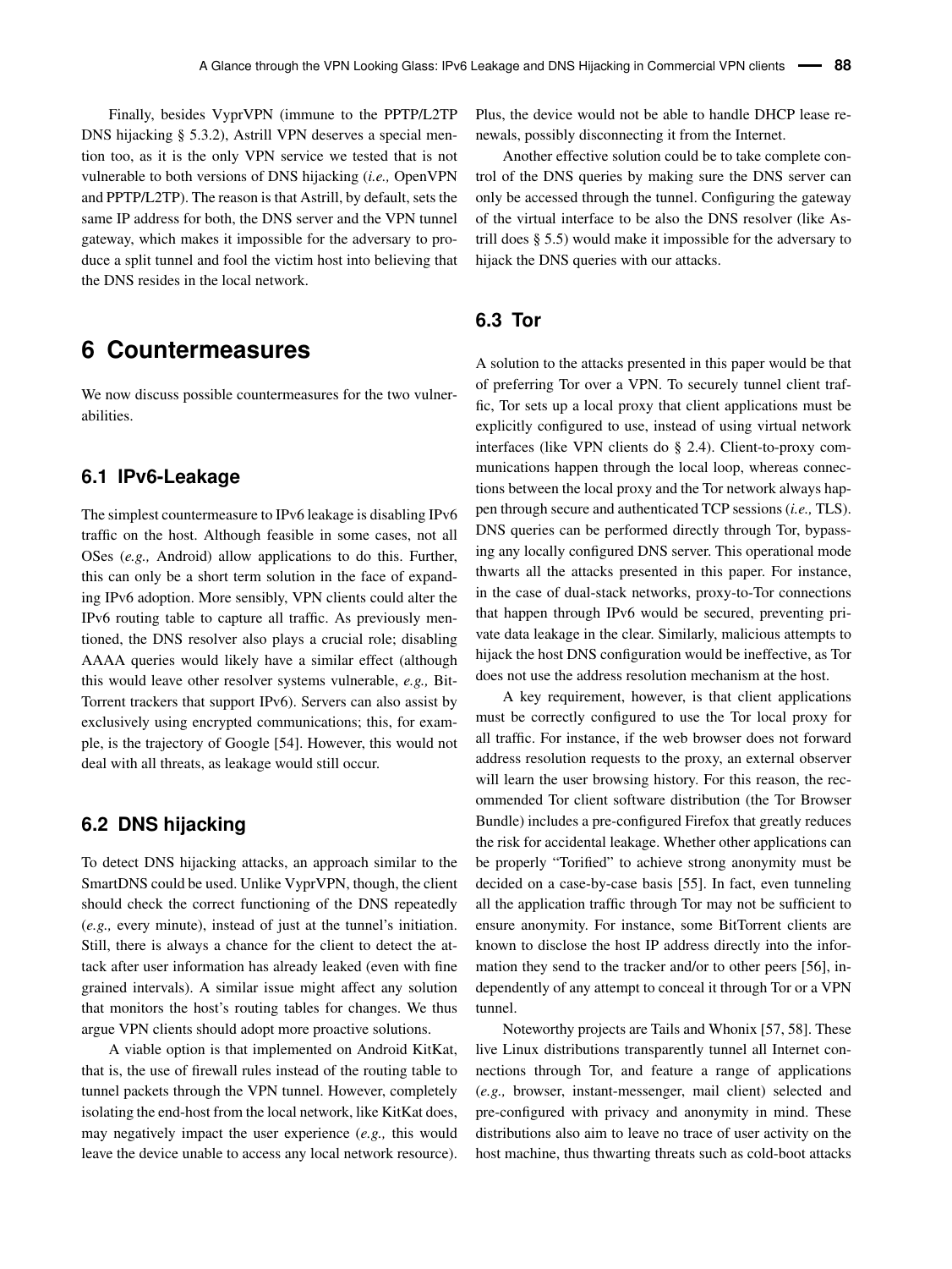Finally, besides VyprVPN (immune to the PPTP/L2TP DNS hijacking § 5.3.2), Astrill VPN deserves a special mention too, as it is the only VPN service we tested that is not vulnerable to both versions of DNS hijacking (*i.e.,* OpenVPN and PPTP/L2TP). The reason is that Astrill, by default, sets the same IP address for both, the DNS server and the VPN tunnel gateway, which makes it impossible for the adversary to produce a split tunnel and fool the victim host into believing that the DNS resides in the local network.

# 6 Countermeasures

We now discuss possible countermeasures for the two vulnerabilities.

## 6.1 IPv6-Leakage

The simplest countermeasure to IPv6 leakage is disabling IPv6 traffic on the host. Although feasible in some cases, not all OSes (*e.g.,* Android) allow applications to do this. Further, this can only be a short term solution in the face of expanding IPv6 adoption. More sensibly, VPN clients could alter the IPv6 routing table to capture all traffic. As previously mentioned, the DNS resolver also plays a crucial role; disabling AAAA queries would likely have a similar effect (although this would leave other resolver systems vulnerable, *e.g.,* BitTorrent trackers that support IPv6). Servers can also assist by exclusively using encrypted communications; this, for example, is the trajectory of Google [54]. However, this would not deal with all threats, as leakage would still occur.

## 6.2 DNS hijacking

To detect DNS hijacking attacks, an approach similar to the SmartDNS could be used. Unlike VyprVPN, though, the client should check the correct functioning of the DNS repeatedly (*e.g.,* every minute), instead of just at the tunnel's initiation. Still, there is always a chance for the client to detect the attack after user information has already leaked (even with fine grained intervals). A similar issue might affect any solution that monitors the host's routing tables for changes. We thus argue VPN clients should adopt more proactive solutions.

A viable option is that implemented on Android KitKat, that is, the use of firewall rules instead of the routing table to tunnel packets through the VPN tunnel. However, completely isolating the end-host from the local network, like KitKat does, may negatively impact the user experience (*e.g.,* this would leave the device unable to access any local network resource). Plus, the device would not be able to handle DHCP lease renewals, possibly disconnecting it from the Internet.

Another effective solution could be to take complete control of the DNS queries by making sure the DNS server can only be accessed through the tunnel. Configuring the gateway of the virtual interface to be also the DNS resolver (like Astrill does § 5.5) would make it impossible for the adversary to hijack the DNS queries with our attacks.

## 6.3 Tor

A solution to the attacks presented in this paper would be that of preferring Tor over a VPN. To securely tunnel client traffic, Tor sets up a local proxy that client applications must be explicitly configured to use, instead of using virtual network interfaces (like VPN clients do § 2.4). Client-to-proxy communications happen through the local loop, whereas connections between the local proxy and the Tor network always happen through secure and authenticated TCP sessions (*i.e.,* TLS). DNS queries can be performed directly through Tor, bypassing any locally configured DNS server. This operational mode thwarts all the attacks presented in this paper. For instance, in the case of dual-stack networks, proxy-to-Tor connections that happen through IPv6 would be secured, preventing private data leakage in the clear. Similarly, malicious attempts to hijack the host DNS configuration would be ineffective, as Tor does not use the address resolution mechanism at the host.

A key requirement, however, is that client applications must be correctly configured to use the Tor local proxy for all traffic. For instance, if the web browser does not forward address resolution requests to the proxy, an external observer will learn the user browsing history. For this reason, the recommended Tor client software distribution (the Tor Browser Bundle) includes a pre-configured Firefox that greatly reduces the risk for accidental leakage. Whether other applications can be properly "Torified" to achieve strong anonymity must be decided on a case-by-case basis [55]. In fact, even tunneling all the application traffic through Tor may not be sufficient to ensure anonymity. For instance, some BitTorrent clients are known to disclose the host IP address directly into the information they send to the tracker and/or to other peers [56], independently of any attempt to conceal it through Tor or a VPN tunnel.

Noteworthy projects are Tails and Whonix [57, 58]. These live Linux distributions transparently tunnel all Internet connections through Tor, and feature a range of applications (*e.g.,* browser, instant-messenger, mail client) selected and pre-configured with privacy and anonymity in mind. These distributions also aim to leave no trace of user activity on the host machine, thus thwarting threats such as cold-boot attacks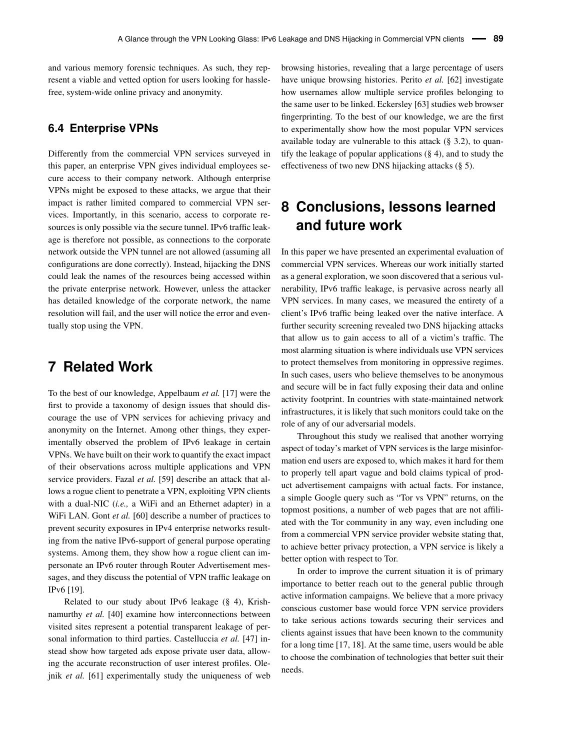and various memory forensic techniques. As such, they represent a viable and vetted option for users looking for hassle-free, system-wide online privacy and anonymity.

### 6.4 Enterprise VPNs

Differently from the commercial VPN services surveyed in this paper, an enterprise VPN gives individual employees secure access to their company network. Although enterprise VPNs might be exposed to these attacks, we argue that their impact is rather limited compared to commercial VPN services. Importantly, in this scenario, access to corporate resources is only possible via the secure tunnel. IPv6 traffic leakage is therefore not possible, as connections to the corporate network outside the VPN tunnel are not allowed (assuming all configurations are done correctly). Instead, hijacking the DNS could leak the names of the resources being accessed within the private enterprise network. However, unless the attacker has detailed knowledge of the corporate network, the name resolution will fail, and the user will notice the error and eventually stop using the VPN.

## 7 Related Work

To the best of our knowledge, Appelbaum *et al.* [17] were the first to provide a taxonomy of design issues that should discourage the use of VPN services for achieving privacy and anonymity on the Internet. Among other things, they experimentally observed the problem of IPv6 leakage in certain VPNs. We have built on their work to quantify the exact impact of their observations across multiple applications and VPN service providers. Fazal *et al.* [59] describe an attack that allows a rogue client to penetrate a VPN, exploiting VPN clients with a dual-NIC (*i.e.,* a WiFi and an Ethernet adapter) in a WiFi LAN. Gont *et al.* [60] describe a number of practices to prevent security exposures in IPv4 enterprise networks resulting from the native IPv6-support of general purpose operating systems. Among them, they show how a rogue client can impersonate an IPv6 router through Router Advertisement messages, and they discuss the potential of VPN traffic leakage on IPv6 [19].

Related to our study about IPv6 leakage (§ 4), Krishnamurthy *et al.* [40] examine how interconnections between visited sites represent a potential transparent leakage of personal information to third parties. Castelluccia *et al.* [47] instead show how targeted ads expose private user data, allowing the accurate reconstruction of user interest profiles. Olejnik *et al.* [61] experimentally study the uniqueness of web browsing histories, revealing that a large percentage of users have unique browsing histories. Perito *et al.* [62] investigate how usernames allow multiple service profiles belonging to the same user to be linked. Eckersley [63] studies web browser fingerprinting. To the best of our knowledge, we are the first to experimentally show how the most popular VPN services available today are vulnerable to this attack (§ 3.2), to quantify the leakage of popular applications (§ 4), and to study the effectiveness of two new DNS hijacking attacks (§ 5).

## 8 Conclusions, lessons learned and future work

In this paper we have presented an experimental evaluation of commercial VPN services. Whereas our work initially started as a general exploration, we soon discovered that a serious vulnerability, IPv6 traffic leakage, is pervasive across nearly all VPN services. In many cases, we measured the entirety of a client's IPv6 traffic being leaked over the native interface. A further security screening revealed two DNS hijacking attacks that allow us to gain access to all of a victim's traffic. The most alarming situation is where individuals use VPN services to protect themselves from monitoring in oppressive regimes. In such cases, users who believe themselves to be anonymous and secure will be in fact fully exposing their data and online activity footprint. In countries with state-maintained network infrastructures, it is likely that such monitors could take on the role of any of our adversarial models.

Throughout this study we realised that another worrying aspect of today's market of VPN services is the large misinformation end users are exposed to, which makes it hard for them to properly tell apart vague and bold claims typical of product advertisement campaigns with actual facts. For instance, a simple Google query such as "Tor vs VPN" returns, on the topmost positions, a number of web pages that are not affiliated with the Tor community in any way, even including one from a commercial VPN service provider website stating that, to achieve better privacy protection, a VPN service is likely a better option with respect to Tor.

In order to improve the current situation it is of primary importance to better reach out to the general public through active information campaigns. We believe that a more privacy conscious customer base would force VPN service providers to take serious actions towards securing their services and clients against issues that have been known to the community for a long time [17, 18]. At the same time, users would be able to choose the combination of technologies that better suit their needs.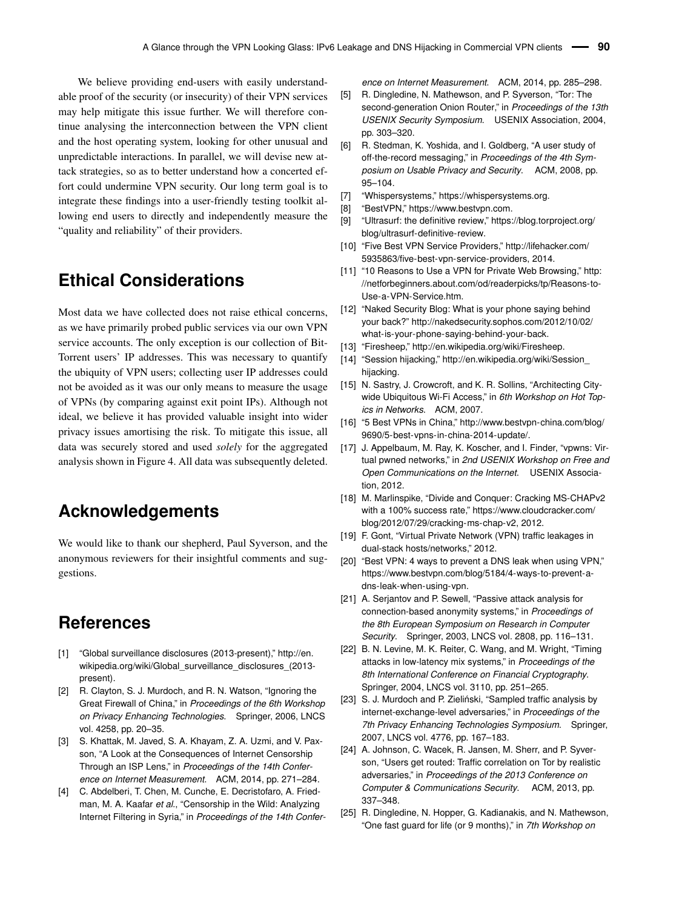We believe providing end-users with easily understandable proof of the security (or insecurity) of their VPN services may help mitigate this issue further. We will therefore continue analysing the interconnection between the VPN client and the host operating system, looking for other unusual and unpredictable interactions. In parallel, we will devise new attack strategies, so as to better understand how a concerted effort could undermine VPN security. Our long term goal is to integrate these findings into a user-friendly testing toolkit allowing end users to directly and independently measure the "quality and reliability" of their providers.

## Ethical Considerations

Most data we have collected does not raise ethical concerns, as we have primarily probed public services via our own VPN service accounts. The only exception is our collection of BitTorrent users' IP addresses. This was necessary to quantify the ubiquity of VPN users; collecting user IP addresses could not be avoided as it was our only means to measure the usage of VPNs (by comparing against exit point IPs). Although not ideal, we believe it has provided valuable insight into wider privacy issues amortising the risk. To mitigate this issue, all data was securely stored and used *solely* for the aggregated analysis shown in Figure 4. All data was subsequently deleted.

## Acknowledgements

We would like to thank our shepherd, Paul Syverson, and the anonymous reviewers for their insightful comments and suggestions.

## References

[1] "Global surveillance disclosures (2013-present)," http://en.wikipedia.org/wiki/Global_surveillance_disclosures_(2013-present).

[2] R. Clayton, S. J. Murdoch, and R. N. Watson, "Ignoring the Great Firewall of China," in *Proceedings of the 6th Workshop on Privacy Enhancing Technologies*. Springer, 2006, LNCS vol. 4258, pp. 20–35.

[3] S. Khattak, M. Javed, S. A. Khayam, Z. A. Uzmi, and V. Paxson, "A Look at the Consequences of Internet Censorship Through an ISP Lens," in *Proceedings of the 14th Conference on Internet Measurement*. ACM, 2014, pp. 271–284.

[4] C. Abdelberi, T. Chen, M. Cunche, E. Decristofaro, A. Friedman, M. A. Kaafar *et al.*, "Censorship in the Wild: Analyzing Internet Filtering in Syria," in *Proceedings of the 14th Conference on Internet Measurement*. ACM, 2014, pp. 285–298.

[5] R. Dingledine, N. Mathewson, and P. Syverson, "Tor: The second-generation Onion Router," in *Proceedings of the 13th USENIX Security Symposium*. USENIX Association, 2004, pp. 303–320.

[6] R. Stedman, K. Yoshida, and I. Goldberg, "A user study of off-the-record messaging," in *Proceedings of the 4th Symposium on Usable Privacy and Security*. ACM, 2008, pp. 95–104.

[7] "Whispersystems," https://whispersystems.org.

[8] "BestVPN," https://www.bestvpn.com.

[9] "Ultrasurf: the definitive review," https://blog.torproject.org/blog/ultrasurf-definitive-review.

[10] "Five Best VPN Service Providers," http://lifehacker.com/5935863/five-best-vpn-service-providers, 2014.

[11] "10 Reasons to Use a VPN for Private Web Browsing," http://netforbeginners.about.com/od/readerpicks/tp/Reasons-to-Use-a-VPN-Service.htm.

[12] "Naked Security Blog: What is your phone saying behind your back?" http://nakedsecurity.sophos.com/2012/10/02/what-is-your-phone-saying-behind-your-back.

[13] "Firesheep," http://en.wikipedia.org/wiki/Firesheep.

[14] "Session hijacking," http://en.wikipedia.org/wiki/Session_hijacking.

[15] N. Sastry, J. Crowcroft, and K. R. Sollins, "Architecting Citywide Ubiquitous Wi-Fi Access," in *6th Workshop on Hot Topics in Networks*. ACM, 2007.

[16] "5 Best VPNs in China," http://www.bestvpn-china.com/blog/9690/5-best-vpns-in-china-2014-update/.

[17] J. Appelbaum, M. Ray, K. Koscher, and I. Finder, "vpwns: Virtual pwned networks," in *2nd USENIX Workshop on Free and Open Communications on the Internet*. USENIX Association, 2012.

[18] M. Marlinspike, "Divide and Conquer: Cracking MS-CHAPv2 with a 100% success rate," https://www.cloudcracker.com/blog/2012/07/29/cracking-ms-chap-v2, 2012.

[19] F. Gont, "Virtual Private Network (VPN) traffic leakages in dual-stack hosts/networks," 2012.

[20] "Best VPN: 4 ways to prevent a DNS leak when using VPN," https://www.bestvpn.com/blog/5184/4-ways-to-prevent-a-dns-leak-when-using-vpn.

[21] A. Serjantov and P. Sewell, "Passive attack analysis for connection-based anonymity systems," in *Proceedings of the 8th European Symposium on Research in Computer Security*. Springer, 2003, LNCS vol. 2808, pp. 116–131.

[22] B. N. Levine, M. K. Reiter, C. Wang, and M. Wright, "Timing attacks in low-latency mix systems," in *Proceedings of the 8th International Conference on Financial Cryptography*. Springer, 2004, LNCS vol. 3110, pp. 251–265.

[23] S. J. Murdoch and P. Zieliński, "Sampled traffic analysis by internet-exchange-level adversaries," in *Proceedings of the 7th Privacy Enhancing Technologies Symposium*. Springer, 2007, LNCS vol. 4776, pp. 167–183.

[24] A. Johnson, C. Wacek, R. Jansen, M. Sherr, and P. Syverson, "Users get routed: Traffic correlation on Tor by realistic adversaries," in *Proceedings of the 2013 Conference on Computer & Communications Security*. ACM, 2013, pp. 337–348.

[25] R. Dingledine, N. Hopper, G. Kadianakis, and N. Mathewson, "One fast guard for life (or 9 months)," in *7th Workshop on*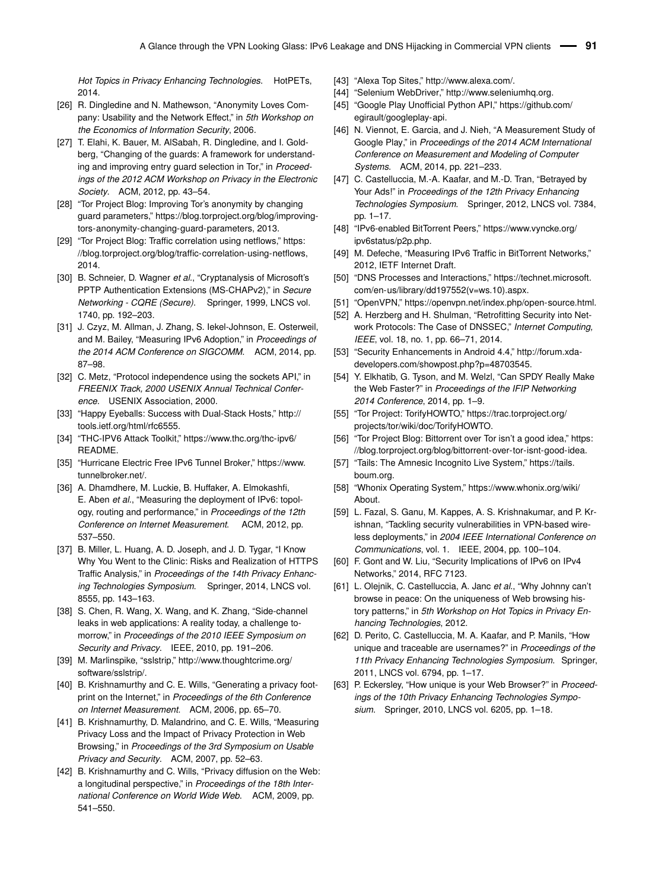*Hot Topics in Privacy Enhancing Technologies*. HotPETs, 2014.

[26] R. Dingledine and N. Mathewson, "Anonymity Loves Company: Usability and the Network Effect," in *5th Workshop on the Economics of Information Security*, 2006.

[27] T. Elahi, K. Bauer, M. AlSabah, R. Dingledine, and I. Goldberg, "Changing of the guards: A framework for understanding and improving entry guard selection in Tor," in *Proceedings of the 2012 ACM Workshop on Privacy in the Electronic Society*. ACM, 2012, pp. 43–54.

[28] "Tor Project Blog: Improving Tor's anonymity by changing guard parameters," https://blog.torproject.org/blog/improving-tors-anonymity-changing-guard-parameters, 2013.

[29] "Tor Project Blog: Traffic correlation using netflows," https://blog.torproject.org/blog/traffic-correlation-using-netflows, 2014.

[30] B. Schneier, D. Wagner *et al.*, "Cryptanalysis of Microsoft's PPTP Authentication Extensions (MS-CHAPv2)," in *Secure Networking - CQRE (Secure)*. Springer, 1999, LNCS vol. 1740, pp. 192–203.

[31] J. Czyz, M. Allman, J. Zhang, S. Iekel-Johnson, E. Osterweil, and M. Bailey, "Measuring IPv6 Adoption," in *Proceedings of the 2014 ACM Conference on SIGCOMM*. ACM, 2014, pp. 87–98.

[32] C. Metz, "Protocol independence using the sockets API," in *FREENIX Track, 2000 USENIX Annual Technical Conference*. USENIX Association, 2000.

[33] "Happy Eyeballs: Success with Dual-Stack Hosts," http://tools.ietf.org/html/rfc6555.

[34] "THC-IPV6 Attack Toolkit," https://www.thc.org/thc-ipv6/README.

[35] "Hurricane Electric Free IPv6 Tunnel Broker," https://www.tunnelbroker.net/.

[36] A. Dhamdhere, M. Luckie, B. Huffaker, A. Elmokashfi, E. Aben *et al.*, "Measuring the deployment of IPv6: topology, routing and performance," in *Proceedings of the 12th Conference on Internet Measurement*. ACM, 2012, pp. 537–550.

[37] B. Miller, L. Huang, A. D. Joseph, and J. D. Tygar, "I Know Why You Went to the Clinic: Risks and Realization of HTTPS Traffic Analysis," in *Proceedings of the 14th Privacy Enhancing Technologies Symposium*. Springer, 2014, LNCS vol. 8555, pp. 143–163.

[38] S. Chen, R. Wang, X. Wang, and K. Zhang, "Side-channel leaks in web applications: A reality today, a challenge tomorrow," in *Proceedings of the 2010 IEEE Symposium on Security and Privacy*. IEEE, 2010, pp. 191–206.

[39] M. Marlinspike, "sslstrip," http://www.thoughtcrime.org/software/sslstrip/.

[40] B. Krishnamurthy and C. E. Wills, "Generating a privacy footprint on the Internet," in *Proceedings of the 6th Conference on Internet Measurement*. ACM, 2006, pp. 65–70.

[41] B. Krishnamurthy, D. Malandrino, and C. E. Wills, "Measuring Privacy Loss and the Impact of Privacy Protection in Web Browsing," in *Proceedings of the 3rd Symposium on Usable Privacy and Security*. ACM, 2007, pp. 52–63.

[42] B. Krishnamurthy and C. Wills, "Privacy diffusion on the Web: a longitudinal perspective," in *Proceedings of the 18th International Conference on World Wide Web*. ACM, 2009, pp. 541–550.

[43] "Alexa Top Sites," http://www.alexa.com/.

[44] "Selenium WebDriver," http://www.seleniumhq.org.

[45] "Google Play Unofficial Python API," https://github.com/egirault/googleplay-api.

[46] N. Viennot, E. Garcia, and J. Nieh, "A Measurement Study of Google Play," in *Proceedings of the 2014 ACM International Conference on Measurement and Modeling of Computer Systems*. ACM, 2014, pp. 221–233.

[47] C. Castelluccia, M.-A. Kaafar, and M.-D. Tran, "Betrayed by Your Ads!" in *Proceedings of the 12th Privacy Enhancing Technologies Symposium*. Springer, 2012, LNCS vol. 7384, pp. 1–17.

[48] "IPv6-enabled BitTorrent Peers," https://www.vyncke.org/ipv6status/p2p.php.

[49] M. Defeche, "Measuring IPv6 Traffic in BitTorrent Networks," 2012, IETF Internet Draft.

[50] "DNS Processes and Interactions," https://technet.microsoft.com/en-us/library/dd197552(v=ws.10).aspx.

[51] "OpenVPN," https://openvpn.net/index.php/open-source.html.

[52] A. Herzberg and H. Shulman, "Retrofitting Security into Network Protocols: The Case of DNSSEC," *Internet Computing, IEEE*, vol. 18, no. 1, pp. 66–71, 2014.

[53] "Security Enhancements in Android 4.4," http://forum.xda-developers.com/showpost.php?p=48703545.

[54] Y. Elkhatib, G. Tyson, and M. Welzl, "Can SPDY Really Make the Web Faster?" in *Proceedings of the IFIP Networking 2014 Conference*, 2014, pp. 1–9.

[55] "Tor Project: TorifyHOWTO," https://trac.torproject.org/projects/tor/wiki/doc/TorifyHOWTO.

[56] "Tor Project Blog: Bittorrent over Tor isn't a good idea," https://blog.torproject.org/blog/bittorrent-over-tor-isnt-good-idea.

[57] "Tails: The Amnesic Incognito Live System," https://tails.boum.org.

[58] "Whonix Operating System," https://www.whonix.org/wiki/About.

[59] L. Fazal, S. Ganu, M. Kappes, A. S. Krishnakumar, and P. Krishnan, "Tackling security vulnerabilities in VPN-based wireless deployments," in *2004 IEEE International Conference on Communications*, vol. 1. IEEE, 2004, pp. 100–104.

[60] F. Gont and W. Liu, "Security Implications of IPv6 on IPv4 Networks," 2014, RFC 7123.

[61] L. Olejnik, C. Castelluccia, A. Janc *et al.*, "Why Johnny can't browse in peace: On the uniqueness of Web browsing history patterns," in *5th Workshop on Hot Topics in Privacy Enhancing Technologies*, 2012.

[62] D. Perito, C. Castelluccia, M. A. Kaafar, and P. Manils, "How unique and traceable are usernames?" in *Proceedings of the 11th Privacy Enhancing Technologies Symposium*. Springer, 2011, LNCS vol. 6794, pp. 1–17.

[63] P. Eckersley, "How unique is your Web Browser?" in *Proceedings of the 10th Privacy Enhancing Technologies Symposium*. Springer, 2010, LNCS vol. 6205, pp. 1–18.